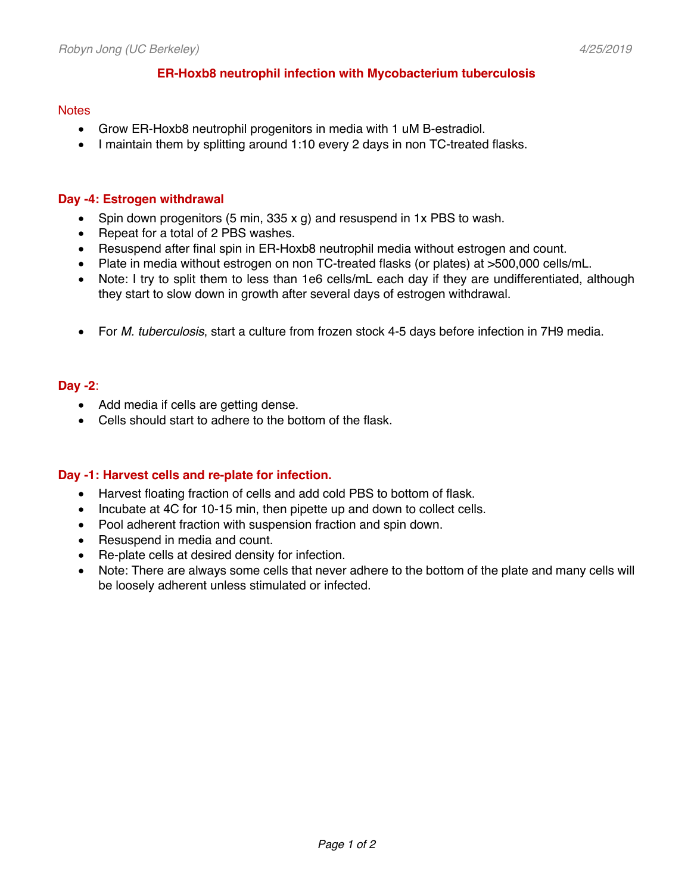# ER-Hoxb8 neutrophil infection with Mycobacterium tuberculosis

## Notes

- Grow ER-Hoxb8 neutrophil progenitors in media with 1 uM B-estradiol.
- I maintain them by splitting around 1:10 every 2 days in non TC-treated flasks.

## Day -4: Estrogen withdrawal

- Spin down progenitors (5 min, 335 x g) and resuspend in 1x PBS to wash.
- Repeat for a total of 2 PBS washes.
- Resuspend after final spin in ER-Hoxb8 neutrophil media without estrogen and count.
- Plate in media without estrogen on non TC-treated flasks (or plates) at >500,000 cells/mL.
- Note: I try to split them to less than 1e6 cells/mL each day if they are undifferentiated, although they start to slow down in growth after several days of estrogen withdrawal.

- For *M. tuberculosis*, start a culture from frozen stock 4-5 days before infection in 7H9 media.

## Day -2:

- Add media if cells are getting dense.
- Cells should start to adhere to the bottom of the flask.

## Day -1: Harvest cells and re-plate for infection.

- Harvest floating fraction of cells and add cold PBS to bottom of flask.
- Incubate at 4C for 10-15 min, then pipette up and down to collect cells.
- Pool adherent fraction with suspension fraction and spin down.
- Resuspend in media and count.
- Re-plate cells at desired density for infection.
- Note: There are always some cells that never adhere to the bottom of the plate and many cells will be loosely adherent unless stimulated or infected.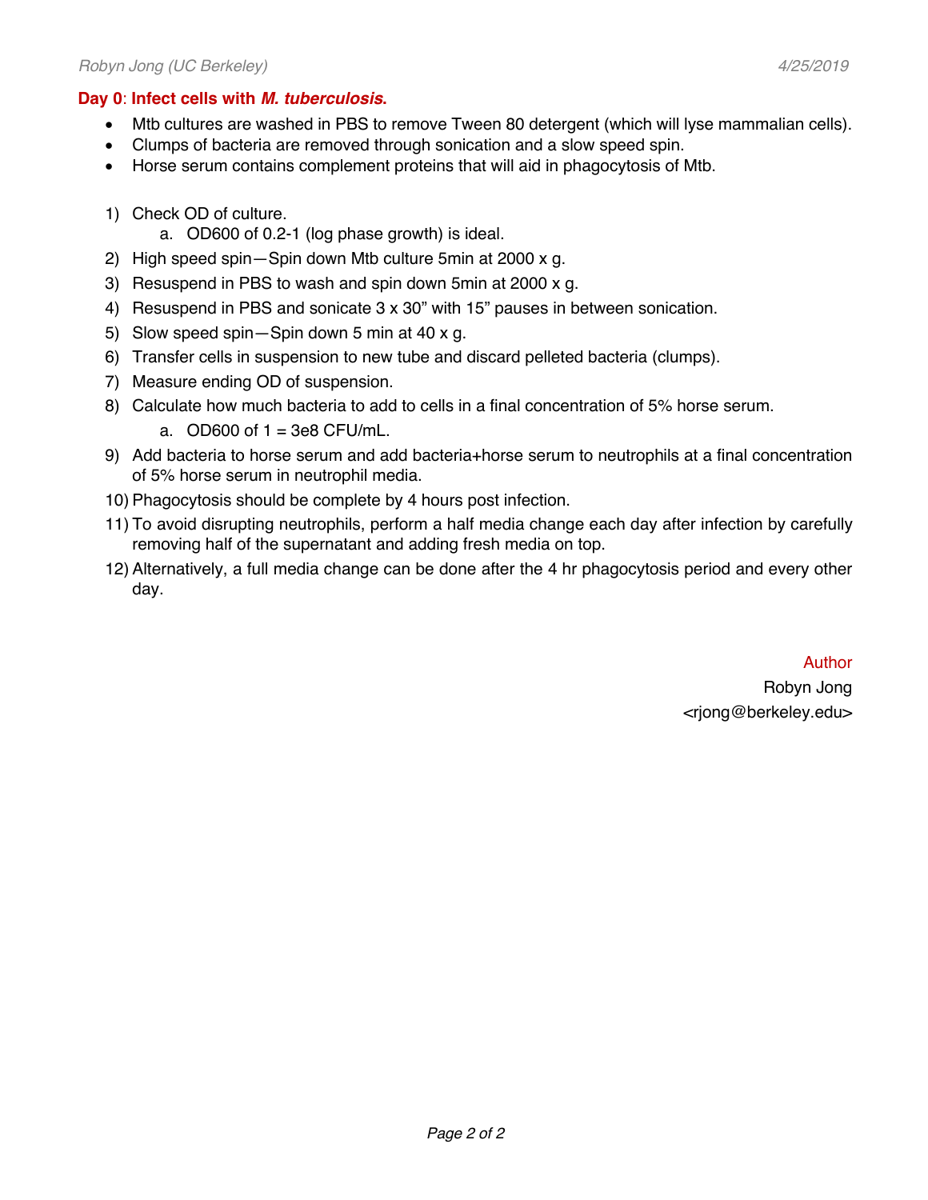## Day 0: Infect cells with *M. tuberculosis*.

- Mtb cultures are washed in PBS to remove Tween 80 detergent (which will lyse mammalian cells).
- Clumps of bacteria are removed through sonication and a slow speed spin.
- Horse serum contains complement proteins that will aid in phagocytosis of Mtb.

1) Check OD of culture.
   a. OD600 of 0.2-1 (log phase growth) is ideal.
2) High speed spin—Spin down Mtb culture 5min at 2000 x g.
3) Resuspend in PBS to wash and spin down 5min at 2000 x g.
4) Resuspend in PBS and sonicate 3 x 30" with 15" pauses in between sonication.
5) Slow speed spin—Spin down 5 min at 40 x g.
6) Transfer cells in suspension to new tube and discard pelleted bacteria (clumps).
7) Measure ending OD of suspension.
8) Calculate how much bacteria to add to cells in a final concentration of 5% horse serum.
   a. OD600 of 1 = 3e8 CFU/mL.
9) Add bacteria to horse serum and add bacteria+horse serum to neutrophils at a final concentration of 5% horse serum in neutrophil media.
10) Phagocytosis should be complete by 4 hours post infection.
11) To avoid disrupting neutrophils, perform a half media change each day after infection by carefully removing half of the supernatant and adding fresh media on top.
12) Alternatively, a full media change can be done after the 4 hr phagocytosis period and every other day.

Author
Robyn Jong
<rjong@berkeley.edu>